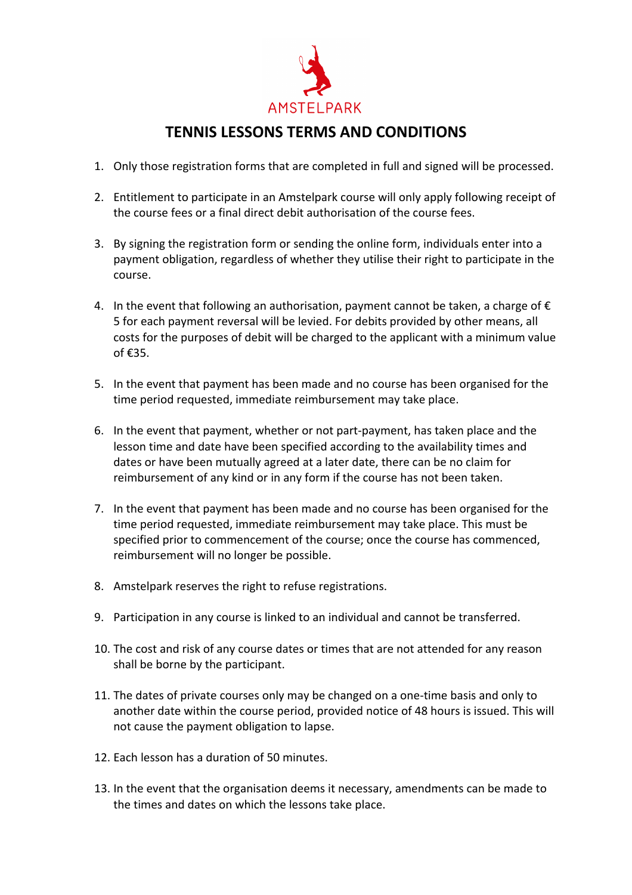AMSTELPARK

# TENNIS LESSONS TERMS AND CONDITIONS

1. Only those registration forms that are completed in full and signed will be processed.

2. Entitlement to participate in an Amstelpark course will only apply following receipt of the course fees or a final direct debit authorisation of the course fees.

3. By signing the registration form or sending the online form, individuals enter into a payment obligation, regardless of whether they utilise their right to participate in the course.

4. In the event that following an authorisation, payment cannot be taken, a charge of € 5 for each payment reversal will be levied. For debits provided by other means, all costs for the purposes of debit will be charged to the applicant with a minimum value of €35.

5. In the event that payment has been made and no course has been organised for the time period requested, immediate reimbursement may take place.

6. In the event that payment, whether or not part-payment, has taken place and the lesson time and date have been specified according to the availability times and dates or have been mutually agreed at a later date, there can be no claim for reimbursement of any kind or in any form if the course has not been taken.

7. In the event that payment has been made and no course has been organised for the time period requested, immediate reimbursement may take place. This must be specified prior to commencement of the course; once the course has commenced, reimbursement will no longer be possible.

8. Amstelpark reserves the right to refuse registrations.

9. Participation in any course is linked to an individual and cannot be transferred.

10. The cost and risk of any course dates or times that are not attended for any reason shall be borne by the participant.

11. The dates of private courses only may be changed on a one-time basis and only to another date within the course period, provided notice of 48 hours is issued. This will not cause the payment obligation to lapse.

12. Each lesson has a duration of 50 minutes.

13. In the event that the organisation deems it necessary, amendments can be made to the times and dates on which the lessons take place.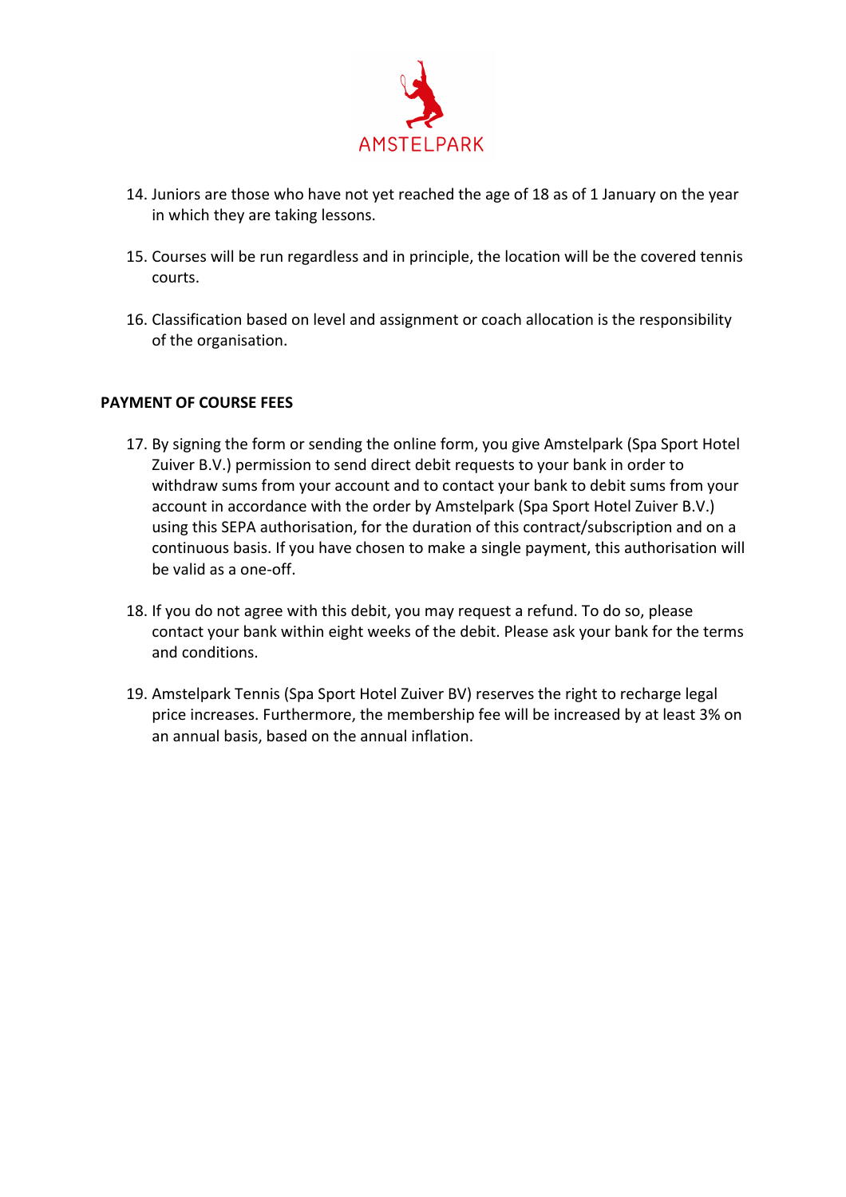AMSTELPARK

14. Juniors are those who have not yet reached the age of 18 as of 1 January on the year in which they are taking lessons.

15. Courses will be run regardless and in principle, the location will be the covered tennis courts.

16. Classification based on level and assignment or coach allocation is the responsibility of the organisation.

**PAYMENT OF COURSE FEES**

17. By signing the form or sending the online form, you give Amstelpark (Spa Sport Hotel Zuiver B.V.) permission to send direct debit requests to your bank in order to withdraw sums from your account and to contact your bank to debit sums from your account in accordance with the order by Amstelpark (Spa Sport Hotel Zuiver B.V.) using this SEPA authorisation, for the duration of this contract/subscription and on a continuous basis. If you have chosen to make a single payment, this authorisation will be valid as a one-off.

18. If you do not agree with this debit, you may request a refund. To do so, please contact your bank within eight weeks of the debit. Please ask your bank for the terms and conditions.

19. Amstelpark Tennis (Spa Sport Hotel Zuiver BV) reserves the right to recharge legal price increases. Furthermore, the membership fee will be increased by at least 3% on an annual basis, based on the annual inflation.